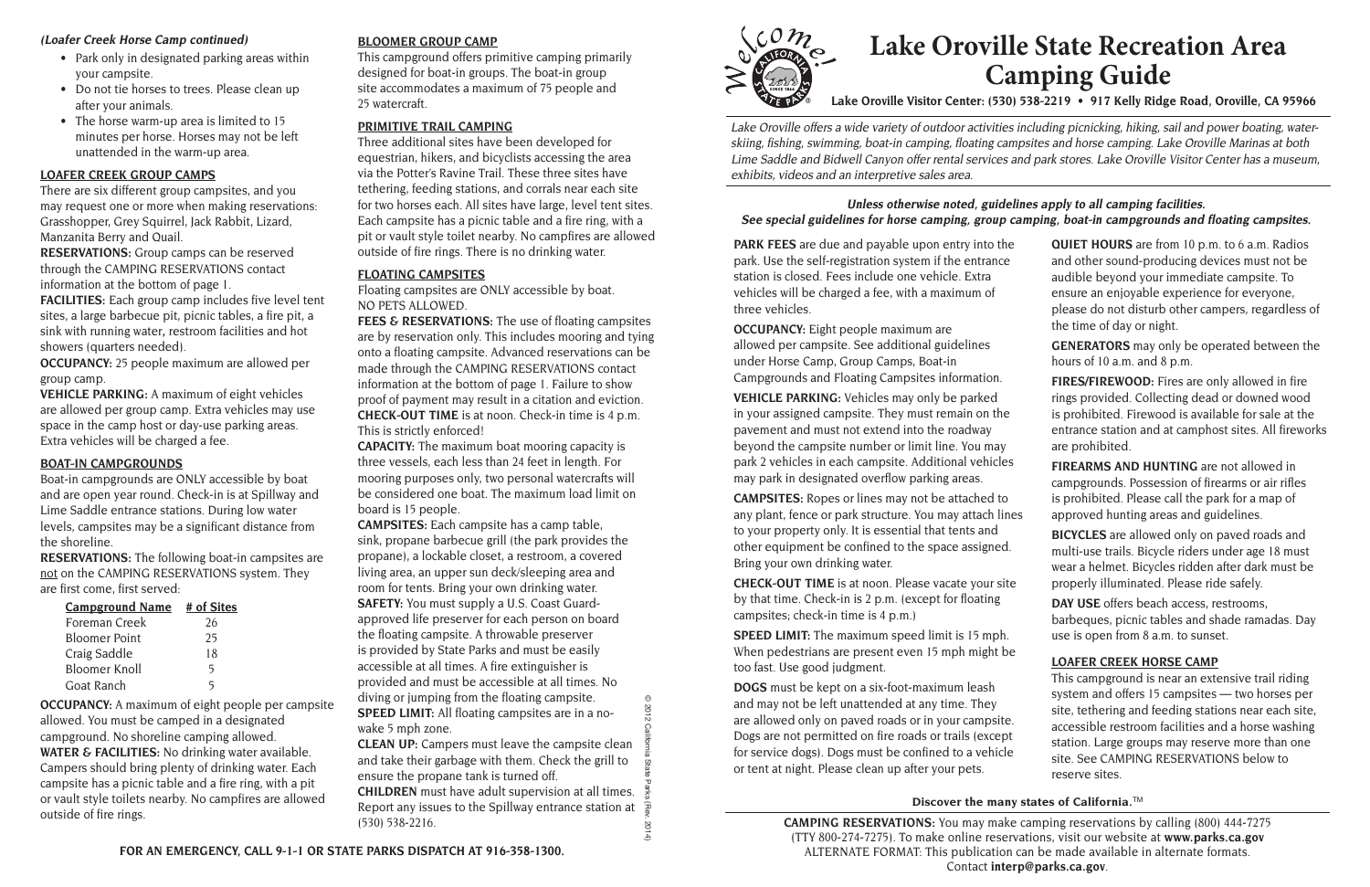# Lake Oroville State Recreation Area Camping Guide

**Lake Oroville Visitor Center: (530) 538-2219 • 917 Kelly Ridge Road, Oroville, CA 95966**

*Lake Oroville offers a wide variety of outdoor activities including picnicking, hiking, sail and power boating, water-skiing, fishing, swimming, boat-in camping, floating campsites and horse camping. Lake Oroville Marinas at both Lime Saddle and Bidwell Canyon offer rental services and park stores. Lake Oroville Visitor Center has a museum, exhibits, videos and an interpretive sales area.*

***Unless otherwise noted, guidelines apply to all camping facilities.***
***See special guidelines for horse camping, group camping, boat-in campgrounds and floating campsites.***

**PARK FEES** are due and payable upon entry into the park. Use the self-registration system if the entrance station is closed. Fees include one vehicle. Extra vehicles will be charged a fee, with a maximum of three vehicles.

**OCCUPANCY:** Eight people maximum are allowed per campsite. See additional guidelines under Horse Camp, Group Camps, Boat-in Campgrounds and Floating Campsites information.

**VEHICLE PARKING:** Vehicles may only be parked in your assigned campsite. They must remain on the pavement and must not extend into the roadway beyond the campsite number or limit line. You may park 2 vehicles in each campsite. Additional vehicles may park in designated overflow parking areas.

**CAMPSITES:** Ropes or lines may not be attached to any plant, fence or park structure. You may attach lines to your property only. It is essential that tents and other equipment be confined to the space assigned. Bring your own drinking water.

**CHECK-OUT TIME** is at noon. Please vacate your site by that time. Check-in is 2 p.m. (except for floating campsites; check-in time is 4 p.m.)

**SPEED LIMIT:** The maximum speed limit is 15 mph. When pedestrians are present even 15 mph might be too fast. Use good judgment.

**DOGS** must be kept on a six-foot-maximum leash and may not be left unattended at any time. They are allowed only on paved roads or in your campsite. Dogs are not permitted on fire roads or trails (except for service dogs). Dogs must be confined to a vehicle or tent at night. Please clean up after your pets.

**QUIET HOURS** are from 10 p.m. to 6 a.m. Radios and other sound-producing devices must not be audible beyond your immediate campsite. To ensure an enjoyable experience for everyone, please do not disturb other campers, regardless of the time of day or night.

**GENERATORS** may only be operated between the hours of 10 a.m. and 8 p.m.

**FIRES/FIREWOOD:** Fires are only allowed in fire rings provided. Collecting dead or downed wood is prohibited. Firewood is available for sale at the entrance station and at camphost sites. All fireworks are prohibited.

**FIREARMS AND HUNTING** are not allowed in campgrounds. Possession of firearms or air rifles is prohibited. Please call the park for a map of approved hunting areas and guidelines.

**BICYCLES** are allowed only on paved roads and multi-use trails. Bicycle riders under age 18 must wear a helmet. Bicycles ridden after dark must be properly illuminated. Please ride safely.

**DAY USE** offers beach access, restrooms, barbeques, picnic tables and shade ramadas. Day use is open from 8 a.m. to sunset.

## LOAFER CREEK HORSE CAMP

This campground is near an extensive trail riding system and offers 15 campsites — two horses per site, tethering and feeding stations near each site, accessible restroom facilities and a horse washing station. Large groups may reserve more than one site. See CAMPING RESERVATIONS below to reserve sites.

***(Loafer Creek Horse Camp continued)***

- Park only in designated parking areas within your campsite.
- Do not tie horses to trees. Please clean up after your animals.
- The horse warm-up area is limited to 15 minutes per horse. Horses may not be left unattended in the warm-up area.

## LOAFER CREEK GROUP CAMPS

There are six different group campsites, and you may request one or more when making reservations: Grasshopper, Grey Squirrel, Jack Rabbit, Lizard, Manzanita Berry and Quail.

**RESERVATIONS:** Group camps can be reserved through the CAMPING RESERVATIONS contact information at the bottom of page 1.

**FACILITIES:** Each group camp includes five level tent sites, a large barbecue pit, picnic tables, a fire pit, a sink with running water, restroom facilities and hot showers (quarters needed).

**OCCUPANCY:** 25 people maximum are allowed per group camp.

**VEHICLE PARKING:** A maximum of eight vehicles are allowed per group camp. Extra vehicles may use space in the camp host or day-use parking areas. Extra vehicles will be charged a fee.

## BOAT-IN CAMPGROUNDS

Boat-in campgrounds are ONLY accessible by boat and are open year round. Check-in is at Spillway and Lime Saddle entrance stations. During low water levels, campsites may be a significant distance from the shoreline.

**RESERVATIONS:** The following boat-in campsites are not on the CAMPING RESERVATIONS system. They are first come, first served:

| Campground Name | # of Sites |
|---|---|
| Foreman Creek | 26 |
| Bloomer Point | 25 |
| Craig Saddle | 18 |
| Bloomer Knoll | 5 |
| Goat Ranch | 5 |

**OCCUPANCY:** A maximum of eight people per campsite allowed. You must be camped in a designated campground. No shoreline camping allowed.

**WATER & FACILITIES:** No drinking water available. Campers should bring plenty of drinking water. Each campsite has a picnic table and a fire ring, with a pit or vault style toilets nearby. No campfires are allowed outside of fire rings.

## BLOOMER GROUP CAMP

This campground offers primitive camping primarily designed for boat-in groups. The boat-in group site accommodates a maximum of 75 people and 25 watercraft.

## PRIMITIVE TRAIL CAMPING

Three additional sites have been developed for equestrian, hikers, and bicyclists accessing the area via the Potter's Ravine Trail. These three sites have tethering, feeding stations, and corrals near each site for two horses each. All sites have large, level tent sites. Each campsite has a picnic table and a fire ring, with a pit or vault style toilet nearby. No campfires are allowed outside of fire rings. There is no drinking water.

## FLOATING CAMPSITES

Floating campsites are ONLY accessible by boat. NO PETS ALLOWED.

**FEES & RESERVATIONS:** The use of floating campsites are by reservation only. This includes mooring and tying onto a floating campsite. Advanced reservations can be made through the CAMPING RESERVATIONS contact information at the bottom of page 1. Failure to show proof of payment may result in a citation and eviction.

**CHECK-OUT TIME** is at noon. Check-in time is 4 p.m. This is strictly enforced!

**CAPACITY:** The maximum boat mooring capacity is three vessels, each less than 24 feet in length. For mooring purposes only, two personal watercrafts will be considered one boat. The maximum load limit on board is 15 people.

**CAMPSITES:** Each campsite has a camp table, sink, propane barbecue grill (the park provides the propane), a lockable closet, a restroom, a covered living area, an upper sun deck/sleeping area and room for tents. Bring your own drinking water.

**SAFETY:** You must supply a U.S. Coast Guard-approved life preserver for each person on board the floating campsite. A throwable preserver is provided by State Parks and must be easily accessible at all times. A fire extinguisher is provided and must be accessible at all times. No diving or jumping from the floating campsite.

**SPEED LIMIT:** All floating campsites are in a no-wake 5 mph zone.

**CLEAN UP:** Campers must leave the campsite clean and take their garbage with them. Check the grill to ensure the propane tank is turned off.

**CHILDREN** must have adult supervision at all times. Report any issues to the Spillway entrance station at (530) 538-2216.

© 2012 California State Parks (Rev. 2014)

**FOR AN EMERGENCY, CALL 9-1-1 OR STATE PARKS DISPATCH AT 916-358-1300.**

**Discover the many states of California.**™

**CAMPING RESERVATIONS:** You may make camping reservations by calling (800) 444-7275 (TTY 800-274-7275). To make online reservations, visit our website at **www.parks.ca.gov**
ALTERNATE FORMAT: This publication can be made available in alternate formats. Contact **interp@parks.ca.gov**.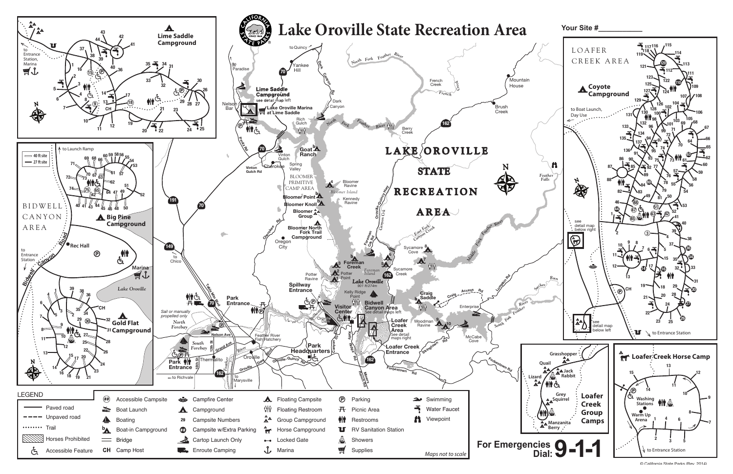# Lake Oroville State Recreation Area

Your Site #__________

## Lime Saddle Campground

## Bidwell Canyon Area

Big Pine Campground

Gold Flat Campground

Rec Hall

Marina

Lake Oroville

to Launch Ramp

to Entrance Station

— 40 ft site

— 27 ft site

## Loafer Creek Area

Coyote Campground

to Boat Launch, Day Use

see detail map below right

see detail map below left

to Entrance Station

## Loafer Creek Group Camps

Grasshopper, Quail, Jack Rabbit, Lizard, Grey Squirrel, Manzanita Berry

## Loafer Creek Horse Camp

Washing Stations

Warm Up Arena

to Entrance Station

## LAKE OROVILLE STATE RECREATION AREA

Lime Saddle Campground (see detail map left) · Lake Oroville Marina at Lime Saddle · Goat Ranch · Bloomer Primitive Camp Area · Bloomer Point · Bloomer Knoll · Bloomer Group · Bloomer North Fork Trail Campground · Foreman Creek · Potter Point · Spillway Entrance · Visitor Center · Bidwell Canyon Area (See detail maps left) · Loafer Creek Area (See detail maps right) · Loafer Creek Entrance · Park Headquarters · Park Entrance · Craig Saddle · Enterprise · Sycamore Cove · Feather River Fish Hatchery · Oroville · Thermalito · North Forebay · South Forebay · Park Entrance · Lake Oroville 901 ft/274m · Feather Falls

Sail or manually propelled only

## LEGEND

| | | | | |
|---|---|---|---|---|
| Paved road | Accessible Campsite | Campfire Center | Floating Campsite | Parking |
| Unpaved road | Boat Launch | Campground | Floating Restroom | Picnic Area |
| Trail | Boating | Campsite Numbers | Group Campground | Restrooms |
| Horses Prohibited | Boat-in Campground | Campsite w/Extra Parking | Horse Campground | RV Sanitation Station |
| Accessible Feature | Bridge | Cartop Launch Only | Locked Gate | Showers |
| | CH Camp Host | Enroute Camping | Marina | Supplies |
| | | | Swimming | Water Faucet |
| | | | Viewpoint | |

Maps not to scale

**For Emergencies Dial: 9-1-1**

© California State Parks (Rev. 2014)